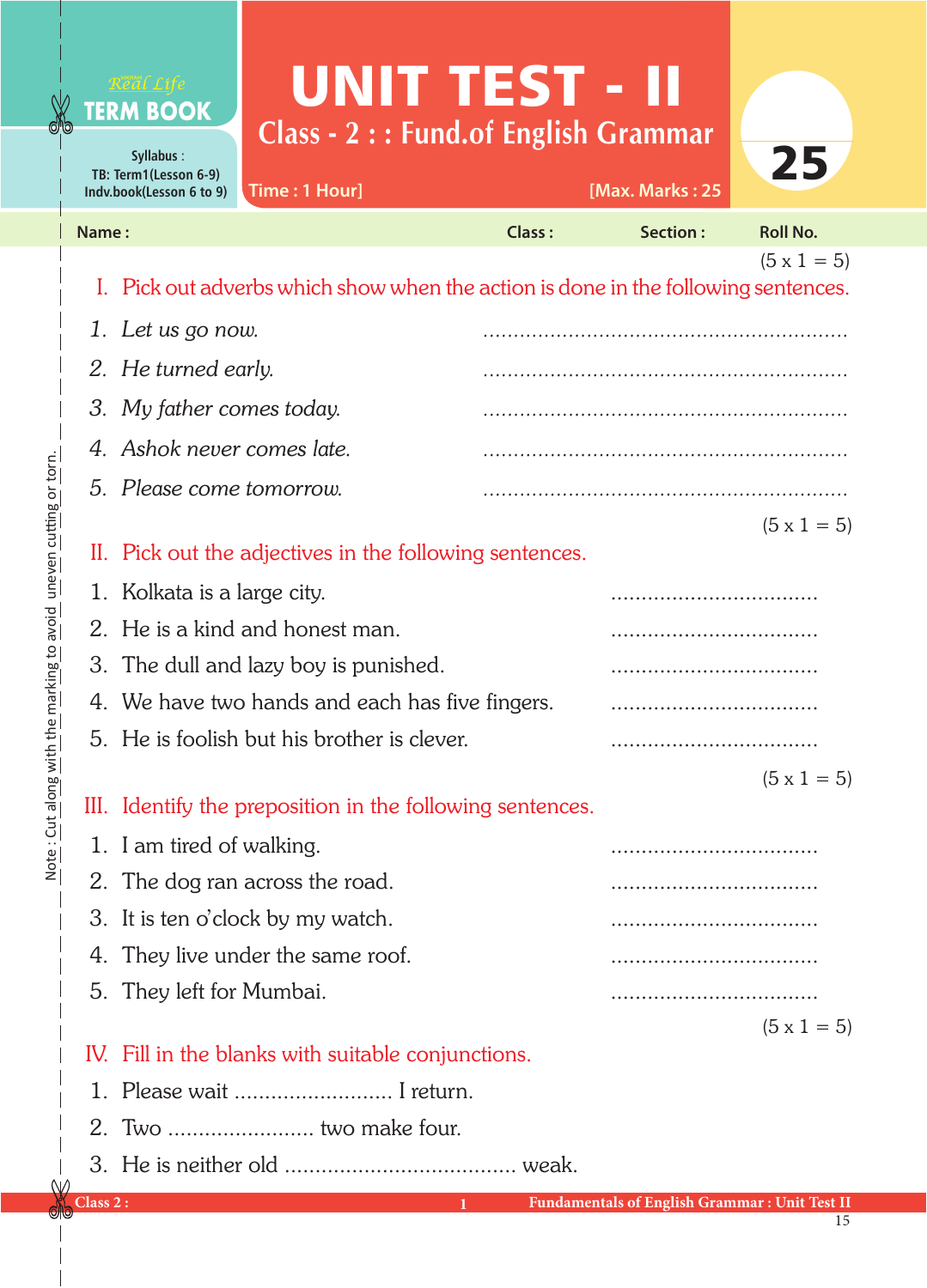Real Life

**TERM BOOK**

Syllabus :
TB: Term1(Lesson 6-9)
Indv.book(Lesson 6 to 9)

# UNIT TEST - II

## Class - 2 : : Fund.of English Grammar

Time : 1 Hour] [Max. Marks : 25

**25**

Name : Class : Section : Roll No.

(5 x 1 = 5)

### I. Pick out adverbs which show when the action is done in the following sentences.

1. *Let us go now.* ..........................................................
2. *He turned early.* ..........................................................
3. *My father comes today.* ..........................................................
4. *Ashok never comes late.* ..........................................................
5. *Please come tomorrow.* ..........................................................

(5 x 1 = 5)

### II. Pick out the adjectives in the following sentences.

1. Kolkata is a large city. .................................
2. He is a kind and honest man. .................................
3. The dull and lazy boy is punished. .................................
4. We have two hands and each has five fingers. .................................
5. He is foolish but his brother is clever. .................................

(5 x 1 = 5)

### III. Identify the preposition in the following sentences.

1. I am tired of walking. .................................
2. The dog ran across the road. .................................
3. It is ten o'clock by my watch. .................................
4. They live under the same roof. .................................
5. They left for Mumbai. .................................

(5 x 1 = 5)

### IV. Fill in the blanks with suitable conjunctions.

1. Please wait .......................... I return.
2. Two ........................ two make four.
3. He is neither old ..................................... weak.

Note : Cut along with the marking to avoid uneven cutting or torn.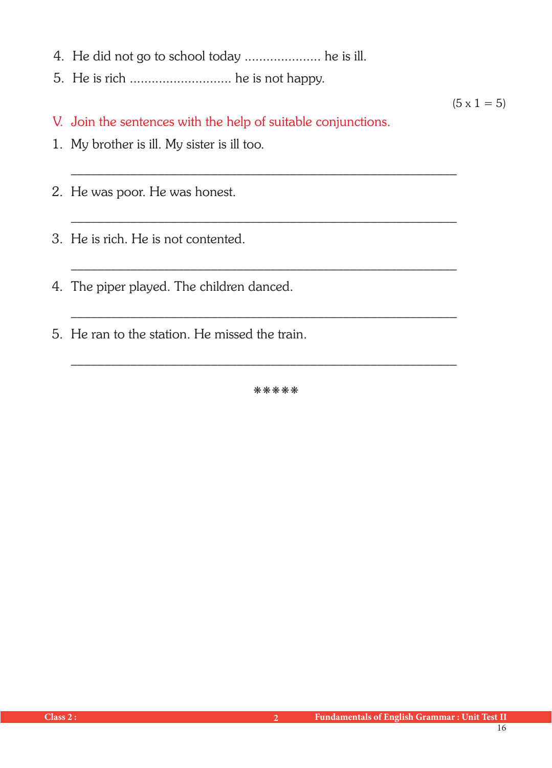4. He did not go to school today ..................... he is ill.
5. He is rich ............................ he is not happy.

(5 x 1 = 5)

## V. Join the sentences with the help of suitable conjunctions.

1. My brother is ill. My sister is ill too.

_______________________________________________________

2. He was poor. He was honest.

_______________________________________________________

3. He is rich. He is not contented.

_______________________________________________________

4. The piper played. The children danced.

_______________________________________________________

5. He ran to the station. He missed the train.

_______________________________________________________

*****